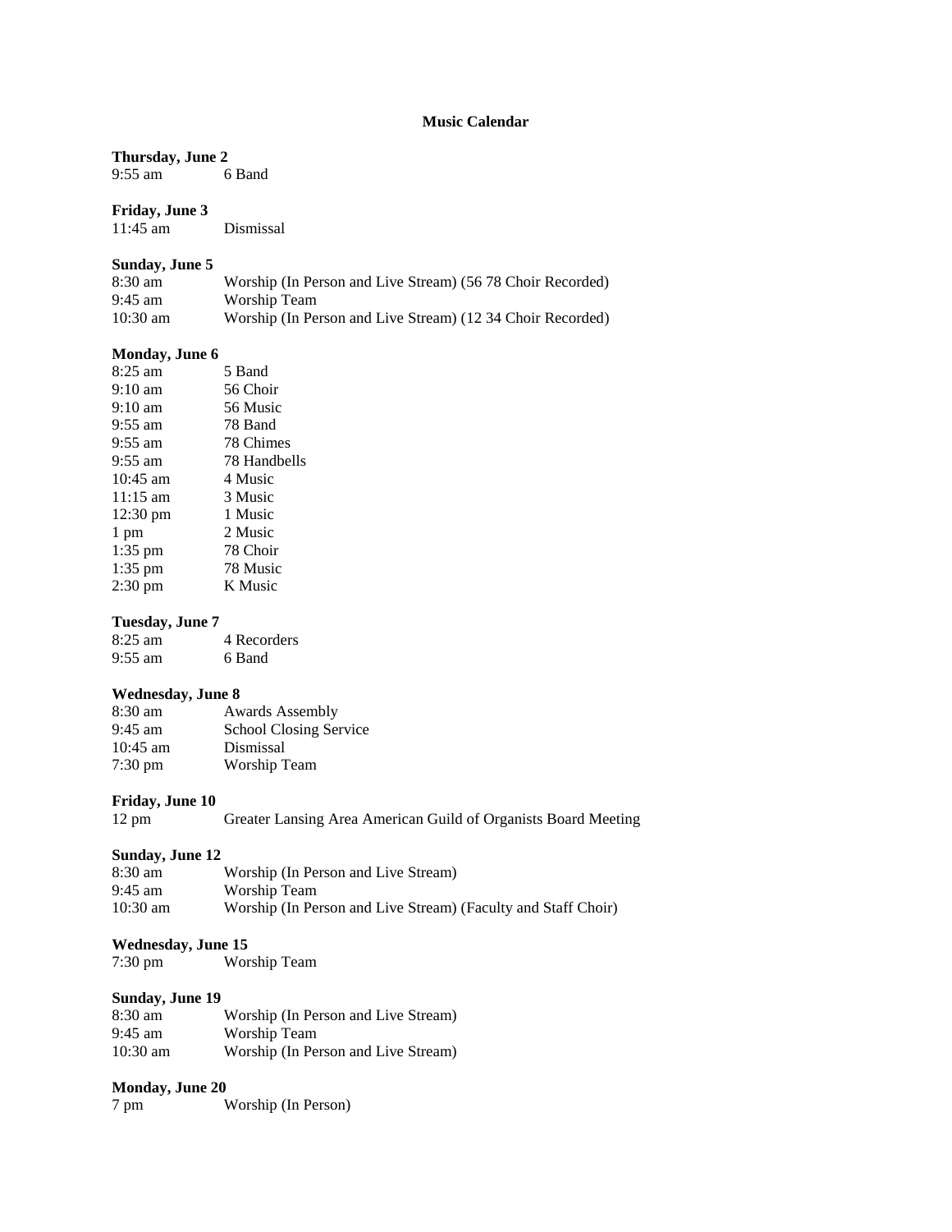# Music Calendar

**Thursday, June 2**
9:55 am 6 Band

**Friday, June 3**
11:45 am Dismissal

**Sunday, June 5**
8:30 am Worship (In Person and Live Stream) (56 78 Choir Recorded)
9:45 am Worship Team
10:30 am Worship (In Person and Live Stream) (12 34 Choir Recorded)

**Monday, June 6**
8:25 am 5 Band
9:10 am 56 Choir
9:10 am 56 Music
9:55 am 78 Band
9:55 am 78 Chimes
9:55 am 78 Handbells
10:45 am 4 Music
11:15 am 3 Music
12:30 pm 1 Music
1 pm 2 Music
1:35 pm 78 Choir
1:35 pm 78 Music
2:30 pm K Music

**Tuesday, June 7**
8:25 am 4 Recorders
9:55 am 6 Band

**Wednesday, June 8**
8:30 am Awards Assembly
9:45 am School Closing Service
10:45 am Dismissal
7:30 pm Worship Team

**Friday, June 10**
12 pm Greater Lansing Area American Guild of Organists Board Meeting

**Sunday, June 12**
8:30 am Worship (In Person and Live Stream)
9:45 am Worship Team
10:30 am Worship (In Person and Live Stream) (Faculty and Staff Choir)

**Wednesday, June 15**
7:30 pm Worship Team

**Sunday, June 19**
8:30 am Worship (In Person and Live Stream)
9:45 am Worship Team
10:30 am Worship (In Person and Live Stream)

**Monday, June 20**
7 pm Worship (In Person)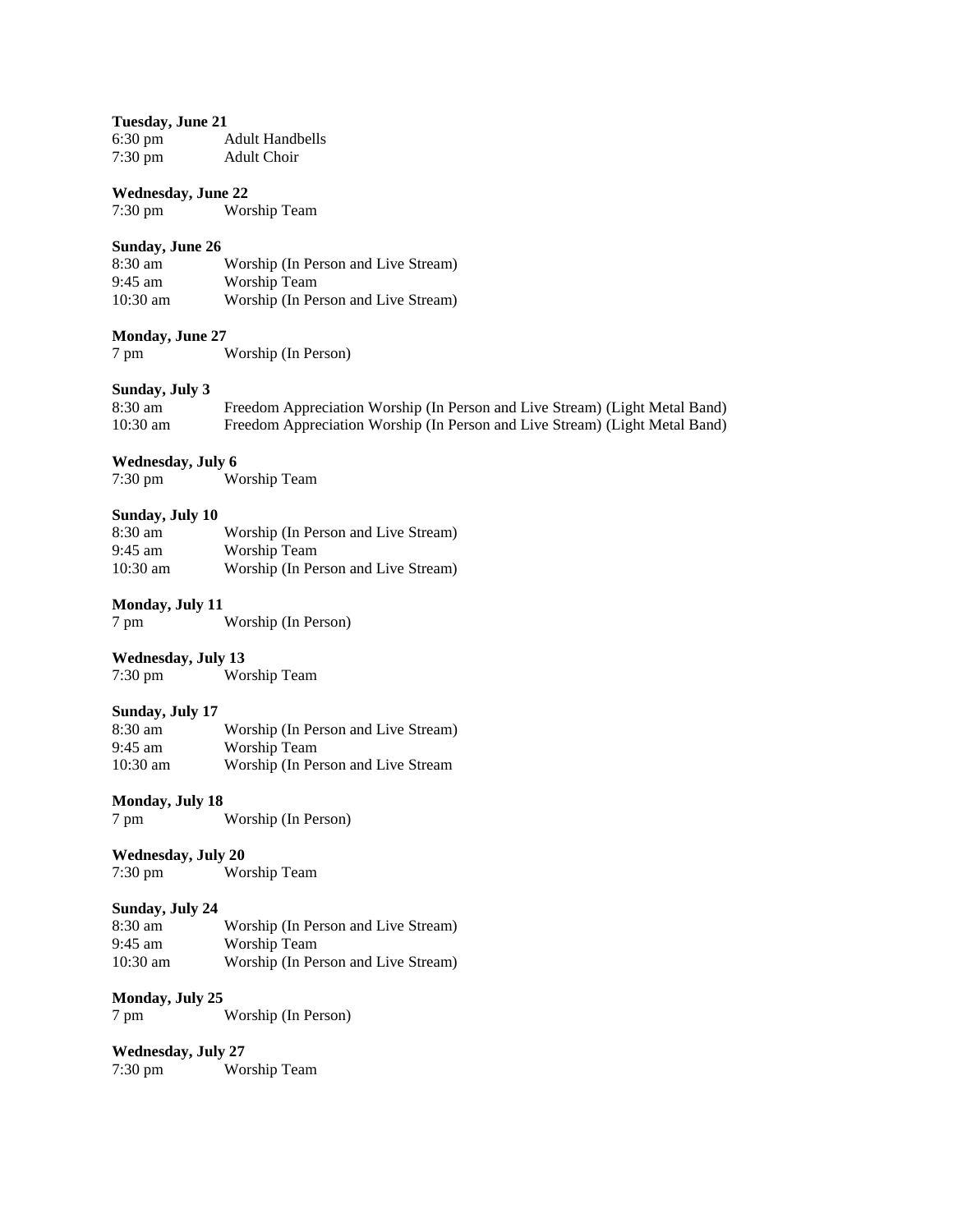**Tuesday, June 21**
6:30 pm Adult Handbells
7:30 pm Adult Choir

**Wednesday, June 22**
7:30 pm Worship Team

**Sunday, June 26**
8:30 am Worship (In Person and Live Stream)
9:45 am Worship Team
10:30 am Worship (In Person and Live Stream)

**Monday, June 27**
7 pm Worship (In Person)

**Sunday, July 3**
8:30 am Freedom Appreciation Worship (In Person and Live Stream) (Light Metal Band)
10:30 am Freedom Appreciation Worship (In Person and Live Stream) (Light Metal Band)

**Wednesday, July 6**
7:30 pm Worship Team

**Sunday, July 10**
8:30 am Worship (In Person and Live Stream)
9:45 am Worship Team
10:30 am Worship (In Person and Live Stream)

**Monday, July 11**
7 pm Worship (In Person)

**Wednesday, July 13**
7:30 pm Worship Team

**Sunday, July 17**
8:30 am Worship (In Person and Live Stream)
9:45 am Worship Team
10:30 am Worship (In Person and Live Stream

**Monday, July 18**
7 pm Worship (In Person)

**Wednesday, July 20**
7:30 pm Worship Team

**Sunday, July 24**
8:30 am Worship (In Person and Live Stream)
9:45 am Worship Team
10:30 am Worship (In Person and Live Stream)

**Monday, July 25**
7 pm Worship (In Person)

**Wednesday, July 27**
7:30 pm Worship Team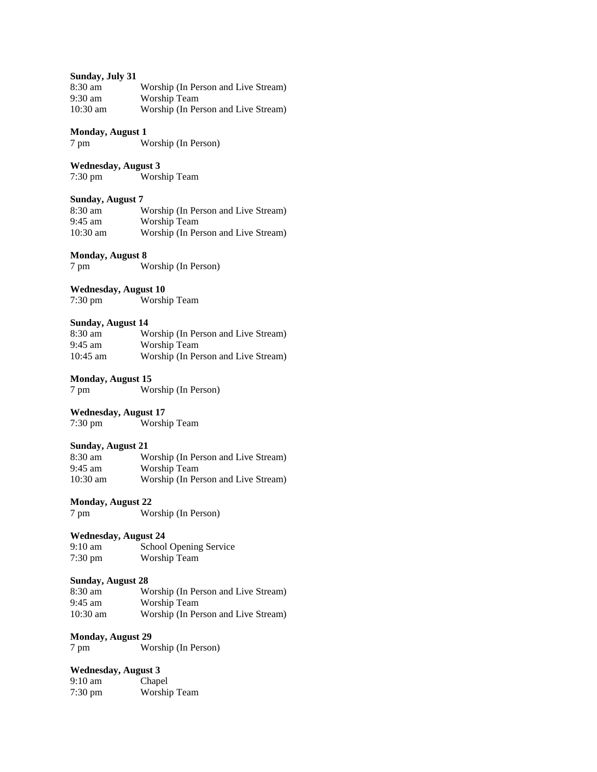**Sunday, July 31**

| | |
|---|---|
| 8:30 am | Worship (In Person and Live Stream) |
| 9:30 am | Worship Team |
| 10:30 am | Worship (In Person and Live Stream) |

**Monday, August 1**

| | |
|---|---|
| 7 pm | Worship (In Person) |

**Wednesday, August 3**

| | |
|---|---|
| 7:30 pm | Worship Team |

**Sunday, August 7**

| | |
|---|---|
| 8:30 am | Worship (In Person and Live Stream) |
| 9:45 am | Worship Team |
| 10:30 am | Worship (In Person and Live Stream) |

**Monday, August 8**

| | |
|---|---|
| 7 pm | Worship (In Person) |

**Wednesday, August 10**

| | |
|---|---|
| 7:30 pm | Worship Team |

**Sunday, August 14**

| | |
|---|---|
| 8:30 am | Worship (In Person and Live Stream) |
| 9:45 am | Worship Team |
| 10:45 am | Worship (In Person and Live Stream) |

**Monday, August 15**

| | |
|---|---|
| 7 pm | Worship (In Person) |

**Wednesday, August 17**

| | |
|---|---|
| 7:30 pm | Worship Team |

**Sunday, August 21**

| | |
|---|---|
| 8:30 am | Worship (In Person and Live Stream) |
| 9:45 am | Worship Team |
| 10:30 am | Worship (In Person and Live Stream) |

**Monday, August 22**

| | |
|---|---|
| 7 pm | Worship (In Person) |

**Wednesday, August 24**

| | |
|---|---|
| 9:10 am | School Opening Service |
| 7:30 pm | Worship Team |

**Sunday, August 28**

| | |
|---|---|
| 8:30 am | Worship (In Person and Live Stream) |
| 9:45 am | Worship Team |
| 10:30 am | Worship (In Person and Live Stream) |

**Monday, August 29**

| | |
|---|---|
| 7 pm | Worship (In Person) |

**Wednesday, August 3**

| | |
|---|---|
| 9:10 am | Chapel |
| 7:30 pm | Worship Team |